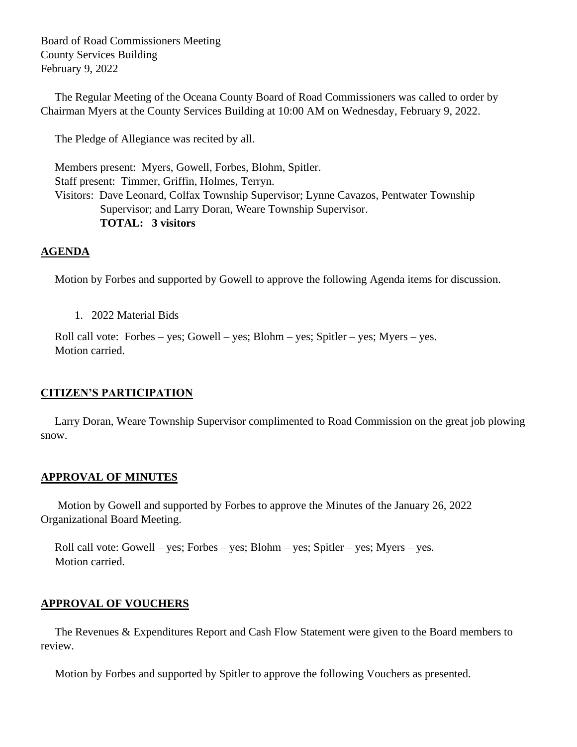Board of Road Commissioners Meeting
County Services Building
February 9, 2022

The Regular Meeting of the Oceana County Board of Road Commissioners was called to order by Chairman Myers at the County Services Building at 10:00 AM on Wednesday, February 9, 2022.

The Pledge of Allegiance was recited by all.

Members present: Myers, Gowell, Forbes, Blohm, Spitler.
Staff present: Timmer, Griffin, Holmes, Terryn.
Visitors: Dave Leonard, Colfax Township Supervisor; Lynne Cavazos, Pentwater Township Supervisor; and Larry Doran, Weare Township Supervisor.
**TOTAL: 3 visitors**

## AGENDA

Motion by Forbes and supported by Gowell to approve the following Agenda items for discussion.

1. 2022 Material Bids

Roll call vote: Forbes – yes; Gowell – yes; Blohm – yes; Spitler – yes; Myers – yes.
Motion carried.

## CITIZEN'S PARTICIPATION

Larry Doran, Weare Township Supervisor complimented to Road Commission on the great job plowing snow.

## APPROVAL OF MINUTES

Motion by Gowell and supported by Forbes to approve the Minutes of the January 26, 2022 Organizational Board Meeting.

Roll call vote: Gowell – yes; Forbes – yes; Blohm – yes; Spitler – yes; Myers – yes.
Motion carried.

## APPROVAL OF VOUCHERS

The Revenues & Expenditures Report and Cash Flow Statement were given to the Board members to review.

Motion by Forbes and supported by Spitler to approve the following Vouchers as presented.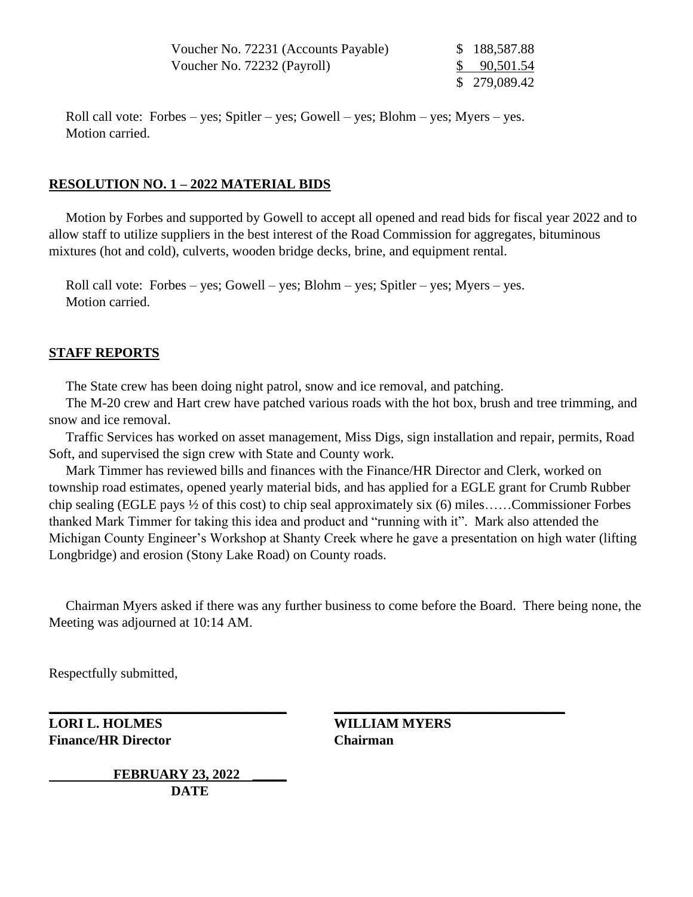| | |
|---|---|
| Voucher No. 72231 (Accounts Payable) | $ 188,587.88 |
| Voucher No. 72232 (Payroll) | $ 90,501.54 |
| | $ 279,089.42 |

Roll call vote: Forbes – yes; Spitler – yes; Gowell – yes; Blohm – yes; Myers – yes.
Motion carried.

## RESOLUTION NO. 1 – 2022 MATERIAL BIDS

Motion by Forbes and supported by Gowell to accept all opened and read bids for fiscal year 2022 and to allow staff to utilize suppliers in the best interest of the Road Commission for aggregates, bituminous mixtures (hot and cold), culverts, wooden bridge decks, brine, and equipment rental.

Roll call vote: Forbes – yes; Gowell – yes; Blohm – yes; Spitler – yes; Myers – yes.
Motion carried.

## STAFF REPORTS

The State crew has been doing night patrol, snow and ice removal, and patching.

The M-20 crew and Hart crew have patched various roads with the hot box, brush and tree trimming, and snow and ice removal.

Traffic Services has worked on asset management, Miss Digs, sign installation and repair, permits, Road Soft, and supervised the sign crew with State and County work.

Mark Timmer has reviewed bills and finances with the Finance/HR Director and Clerk, worked on township road estimates, opened yearly material bids, and has applied for a EGLE grant for Crumb Rubber chip sealing (EGLE pays ½ of this cost) to chip seal approximately six (6) miles……Commissioner Forbes thanked Mark Timmer for taking this idea and product and "running with it". Mark also attended the Michigan County Engineer's Workshop at Shanty Creek where he gave a presentation on high water (lifting Longbridge) and erosion (Stony Lake Road) on County roads.

Chairman Myers asked if there was any further business to come before the Board. There being none, the Meeting was adjourned at 10:14 AM.

Respectfully submitted,

**LORI L. HOLMES**
**Finance/HR Director**

**WILLIAM MYERS**
**Chairman**

**FEBRUARY 23, 2022**
**DATE**